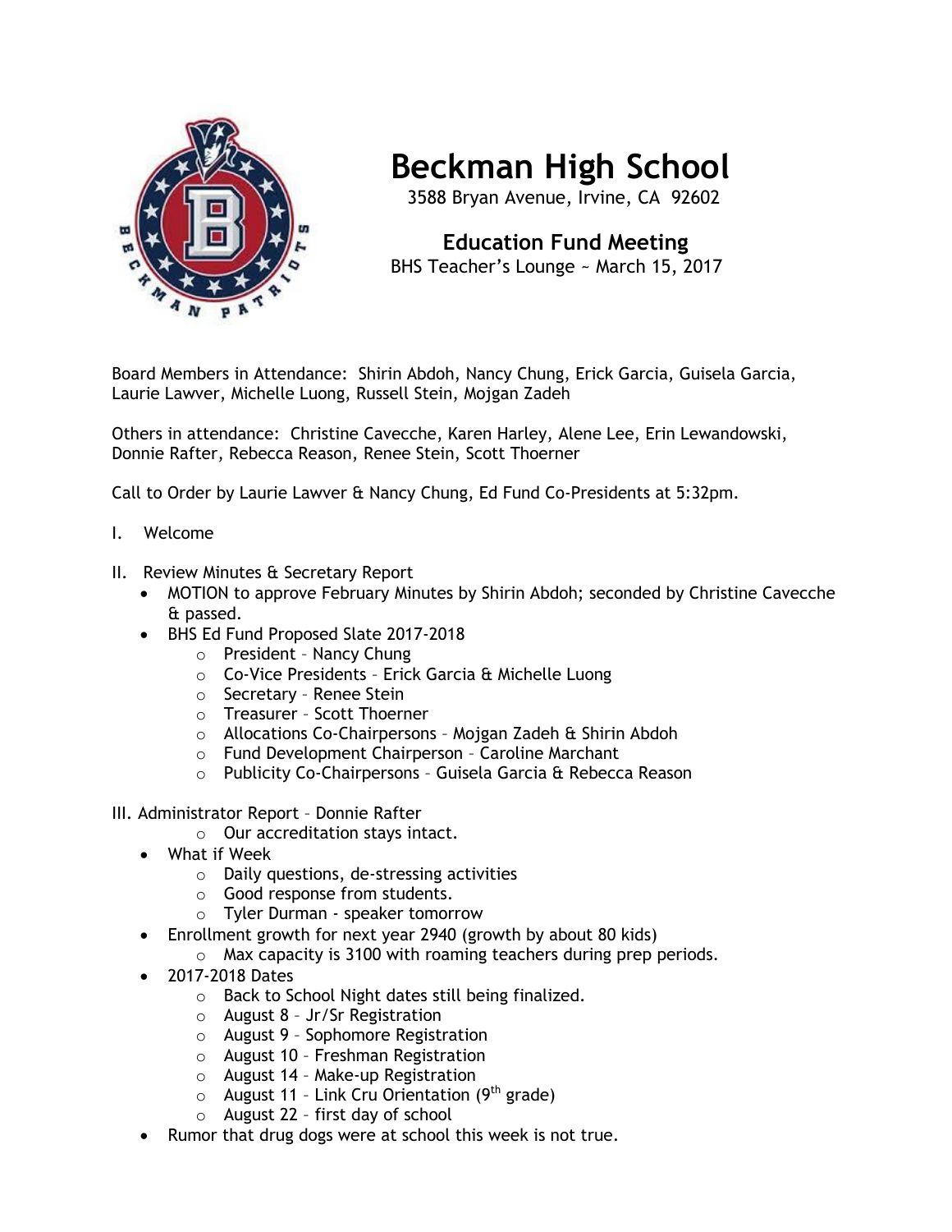# Beckman High School

3588 Bryan Avenue, Irvine, CA 92602

## Education Fund Meeting

BHS Teacher's Lounge ~ March 15, 2017

Board Members in Attendance: Shirin Abdoh, Nancy Chung, Erick Garcia, Guisela Garcia, Laurie Lawver, Michelle Luong, Russell Stein, Mojgan Zadeh

Others in attendance: Christine Cavecche, Karen Harley, Alene Lee, Erin Lewandowski, Donnie Rafter, Rebecca Reason, Renee Stein, Scott Thoerner

Call to Order by Laurie Lawver & Nancy Chung, Ed Fund Co-Presidents at 5:32pm.

I. Welcome

II. Review Minutes & Secretary Report
- MOTION to approve February Minutes by Shirin Abdoh; seconded by Christine Cavecche & passed.
- BHS Ed Fund Proposed Slate 2017-2018
  - President – Nancy Chung
  - Co-Vice Presidents – Erick Garcia & Michelle Luong
  - Secretary – Renee Stein
  - Treasurer – Scott Thoerner
  - Allocations Co-Chairpersons – Mojgan Zadeh & Shirin Abdoh
  - Fund Development Chairperson – Caroline Marchant
  - Publicity Co-Chairpersons – Guisela Garcia & Rebecca Reason

III. Administrator Report – Donnie Rafter
  - Our accreditation stays intact.
- What if Week
  - Daily questions, de-stressing activities
  - Good response from students.
  - Tyler Durman - speaker tomorrow
- Enrollment growth for next year 2940 (growth by about 80 kids)
  - Max capacity is 3100 with roaming teachers during prep periods.
- 2017-2018 Dates
  - Back to School Night dates still being finalized.
  - August 8 – Jr/Sr Registration
  - August 9 – Sophomore Registration
  - August 10 – Freshman Registration
  - August 14 – Make-up Registration
  - August 11 – Link Cru Orientation (9th grade)
  - August 22 – first day of school
- Rumor that drug dogs were at school this week is not true.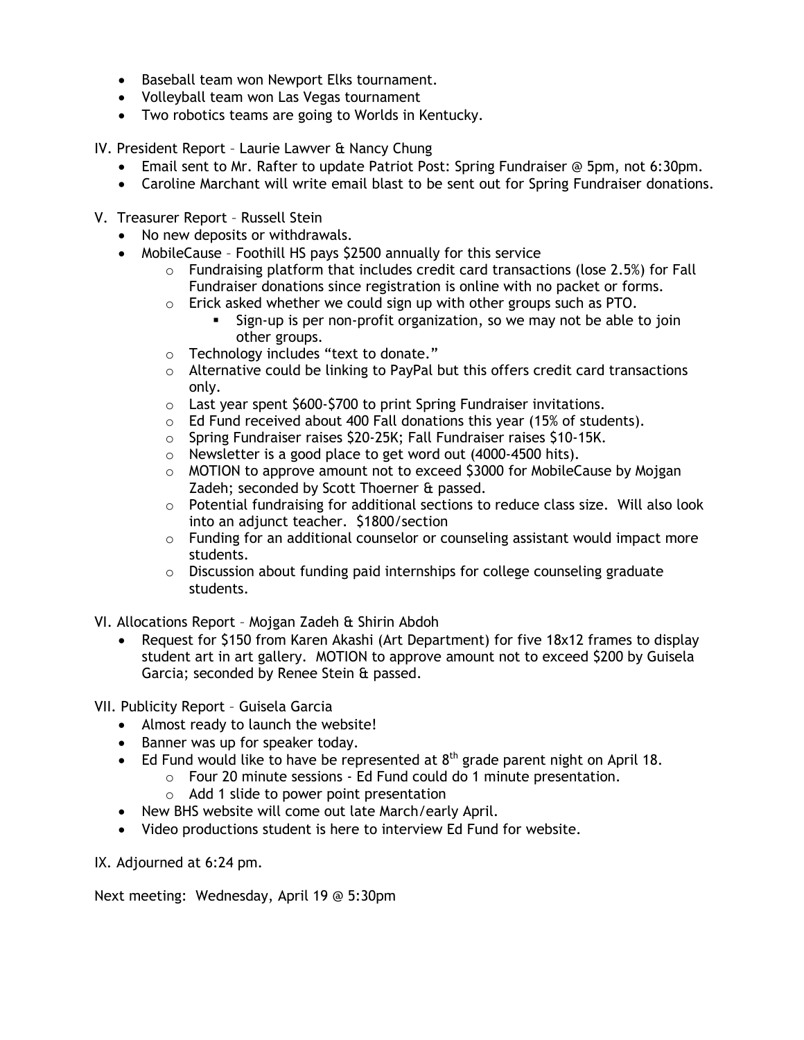- Baseball team won Newport Elks tournament.
- Volleyball team won Las Vegas tournament
- Two robotics teams are going to Worlds in Kentucky.

IV. President Report – Laurie Lawver & Nancy Chung

- Email sent to Mr. Rafter to update Patriot Post: Spring Fundraiser @ 5pm, not 6:30pm.
- Caroline Marchant will write email blast to be sent out for Spring Fundraiser donations.

V. Treasurer Report – Russell Stein

- No new deposits or withdrawals.
- MobileCause – Foothill HS pays $2500 annually for this service
    - Fundraising platform that includes credit card transactions (lose 2.5%) for Fall Fundraiser donations since registration is online with no packet or forms.
    - Erick asked whether we could sign up with other groups such as PTO.
        - Sign-up is per non-profit organization, so we may not be able to join other groups.
    - Technology includes "text to donate."
    - Alternative could be linking to PayPal but this offers credit card transactions only.
    - Last year spent $600-$700 to print Spring Fundraiser invitations.
    - Ed Fund received about 400 Fall donations this year (15% of students).
    - Spring Fundraiser raises $20-25K; Fall Fundraiser raises $10-15K.
    - Newsletter is a good place to get word out (4000-4500 hits).
    - MOTION to approve amount not to exceed $3000 for MobileCause by Mojgan Zadeh; seconded by Scott Thoerner & passed.
    - Potential fundraising for additional sections to reduce class size. Will also look into an adjunct teacher. $1800/section
    - Funding for an additional counselor or counseling assistant would impact more students.
    - Discussion about funding paid internships for college counseling graduate students.

VI. Allocations Report – Mojgan Zadeh & Shirin Abdoh

- Request for $150 from Karen Akashi (Art Department) for five 18x12 frames to display student art in art gallery. MOTION to approve amount not to exceed $200 by Guisela Garcia; seconded by Renee Stein & passed.

VII. Publicity Report – Guisela Garcia

- Almost ready to launch the website!
- Banner was up for speaker today.
- Ed Fund would like to have be represented at 8th grade parent night on April 18.
    - Four 20 minute sessions - Ed Fund could do 1 minute presentation.
    - Add 1 slide to power point presentation
- New BHS website will come out late March/early April.
- Video productions student is here to interview Ed Fund for website.

IX. Adjourned at 6:24 pm.

Next meeting: Wednesday, April 19 @ 5:30pm